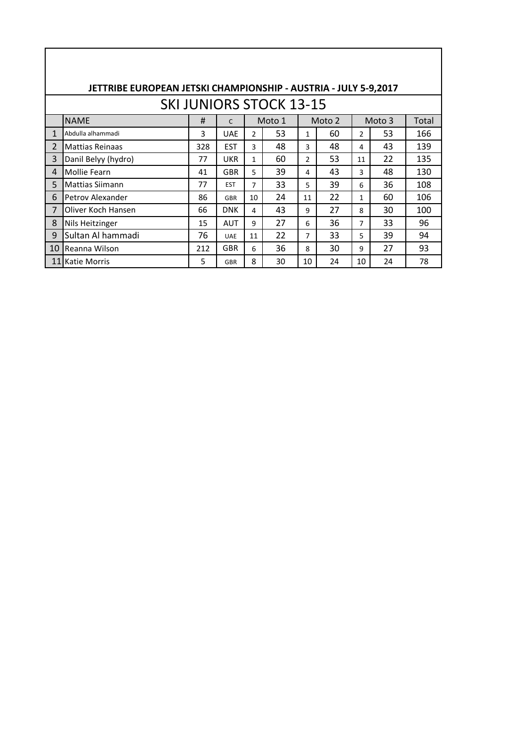**JETTRIBE EUROPEAN JETSKI CHAMPIONSHIP - AUSTRIA - JULY 5-9,2017**

## SKI JUNIORS STOCK 13-15

| | NAME | # | C | Moto 1 | | Moto 2 | | Moto 3 | | Total |
|---|---|---|---|---|---|---|---|---|---|---|
| 1 | Abdulla alhammadi | 3 | UAE | 2 | 53 | 1 | 60 | 2 | 53 | 166 |
| 2 | Mattias Reinaas | 328 | EST | 3 | 48 | 3 | 48 | 4 | 43 | 139 |
| 3 | Danil Belyy (hydro) | 77 | UKR | 1 | 60 | 2 | 53 | 11 | 22 | 135 |
| 4 | Mollie Fearn | 41 | GBR | 5 | 39 | 4 | 43 | 3 | 48 | 130 |
| 5 | Mattias Siimann | 77 | EST | 7 | 33 | 5 | 39 | 6 | 36 | 108 |
| 6 | Petrov Alexander | 86 | GBR | 10 | 24 | 11 | 22 | 1 | 60 | 106 |
| 7 | Oliver Koch Hansen | 66 | DNK | 4 | 43 | 9 | 27 | 8 | 30 | 100 |
| 8 | Nils Heitzinger | 15 | AUT | 9 | 27 | 6 | 36 | 7 | 33 | 96 |
| 9 | Sultan Al hammadi | 76 | UAE | 11 | 22 | 7 | 33 | 5 | 39 | 94 |
| 10 | Reanna Wilson | 212 | GBR | 6 | 36 | 8 | 30 | 9 | 27 | 93 |
| 11 | Katie Morris | 5 | GBR | 8 | 30 | 10 | 24 | 10 | 24 | 78 |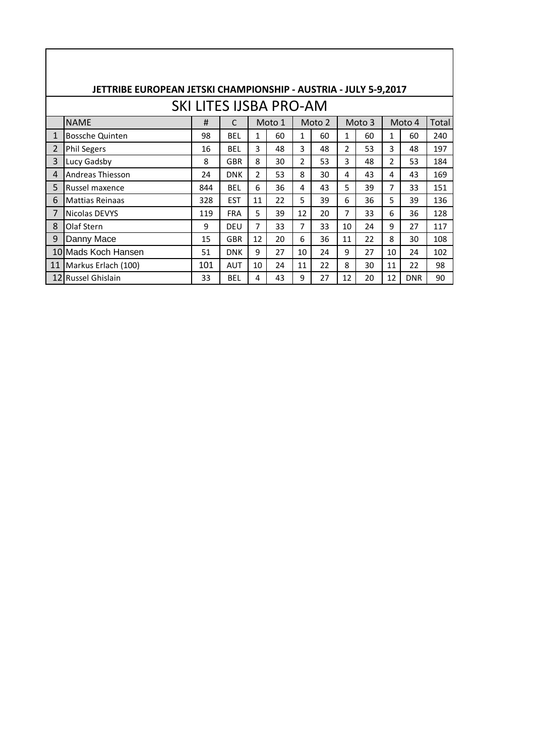**JETTRIBE EUROPEAN JETSKI CHAMPIONSHIP - AUSTRIA - JULY 5-9,2017**

## SKI LITES IJSBA PRO-AM

| | NAME | # | C | Moto 1 | | Moto 2 | | Moto 3 | | Moto 4 | | Total |
|---|---|---|---|---|---|---|---|---|---|---|---|---|
| 1 | Bossche Quinten | 98 | BEL | 1 | 60 | 1 | 60 | 1 | 60 | 1 | 60 | 240 |
| 2 | Phil Segers | 16 | BEL | 3 | 48 | 3 | 48 | 2 | 53 | 3 | 48 | 197 |
| 3 | Lucy Gadsby | 8 | GBR | 8 | 30 | 2 | 53 | 3 | 48 | 2 | 53 | 184 |
| 4 | Andreas Thiesson | 24 | DNK | 2 | 53 | 8 | 30 | 4 | 43 | 4 | 43 | 169 |
| 5 | Russel maxence | 844 | BEL | 6 | 36 | 4 | 43 | 5 | 39 | 7 | 33 | 151 |
| 6 | Mattias Reinaas | 328 | EST | 11 | 22 | 5 | 39 | 6 | 36 | 5 | 39 | 136 |
| 7 | Nicolas DEVYS | 119 | FRA | 5 | 39 | 12 | 20 | 7 | 33 | 6 | 36 | 128 |
| 8 | Olaf Stern | 9 | DEU | 7 | 33 | 7 | 33 | 10 | 24 | 9 | 27 | 117 |
| 9 | Danny Mace | 15 | GBR | 12 | 20 | 6 | 36 | 11 | 22 | 8 | 30 | 108 |
| 10 | Mads Koch Hansen | 51 | DNK | 9 | 27 | 10 | 24 | 9 | 27 | 10 | 24 | 102 |
| 11 | Markus Erlach (100) | 101 | AUT | 10 | 24 | 11 | 22 | 8 | 30 | 11 | 22 | 98 |
| 12 | Russel Ghislain | 33 | BEL | 4 | 43 | 9 | 27 | 12 | 20 | 12 | DNR | 90 |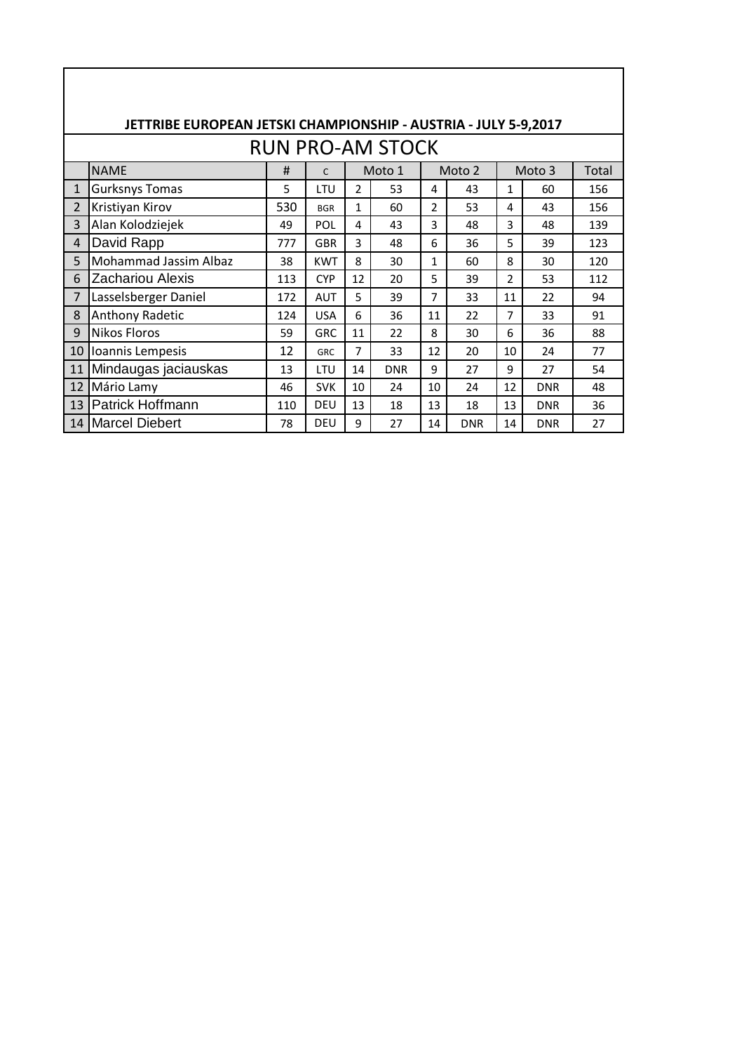## JETTRIBE EUROPEAN JETSKI CHAMPIONSHIP - AUSTRIA - JULY 5-9,2017

### RUN PRO-AM STOCK

| | NAME | # | C | Moto 1 | | Moto 2 | | Moto 3 | | Total |
|---|---|---|---|---|---|---|---|---|---|---|
| 1 | Gurksnys Tomas | 5 | LTU | 2 | 53 | 4 | 43 | 1 | 60 | 156 |
| 2 | Kristiyan Kirov | 530 | BGR | 1 | 60 | 2 | 53 | 4 | 43 | 156 |
| 3 | Alan Kolodziejek | 49 | POL | 4 | 43 | 3 | 48 | 3 | 48 | 139 |
| 4 | David Rapp | 777 | GBR | 3 | 48 | 6 | 36 | 5 | 39 | 123 |
| 5 | Mohammad Jassim Albaz | 38 | KWT | 8 | 30 | 1 | 60 | 8 | 30 | 120 |
| 6 | Zachariou Alexis | 113 | CYP | 12 | 20 | 5 | 39 | 2 | 53 | 112 |
| 7 | Lasselsberger Daniel | 172 | AUT | 5 | 39 | 7 | 33 | 11 | 22 | 94 |
| 8 | Anthony Radetic | 124 | USA | 6 | 36 | 11 | 22 | 7 | 33 | 91 |
| 9 | Nikos Floros | 59 | GRC | 11 | 22 | 8 | 30 | 6 | 36 | 88 |
| 10 | Ioannis Lempesis | 12 | GRC | 7 | 33 | 12 | 20 | 10 | 24 | 77 |
| 11 | Mindaugas jaciauskas | 13 | LTU | 14 | DNR | 9 | 27 | 9 | 27 | 54 |
| 12 | Mário Lamy | 46 | SVK | 10 | 24 | 10 | 24 | 12 | DNR | 48 |
| 13 | Patrick Hoffmann | 110 | DEU | 13 | 18 | 13 | 18 | 13 | DNR | 36 |
| 14 | Marcel Diebert | 78 | DEU | 9 | 27 | 14 | DNR | 14 | DNR | 27 |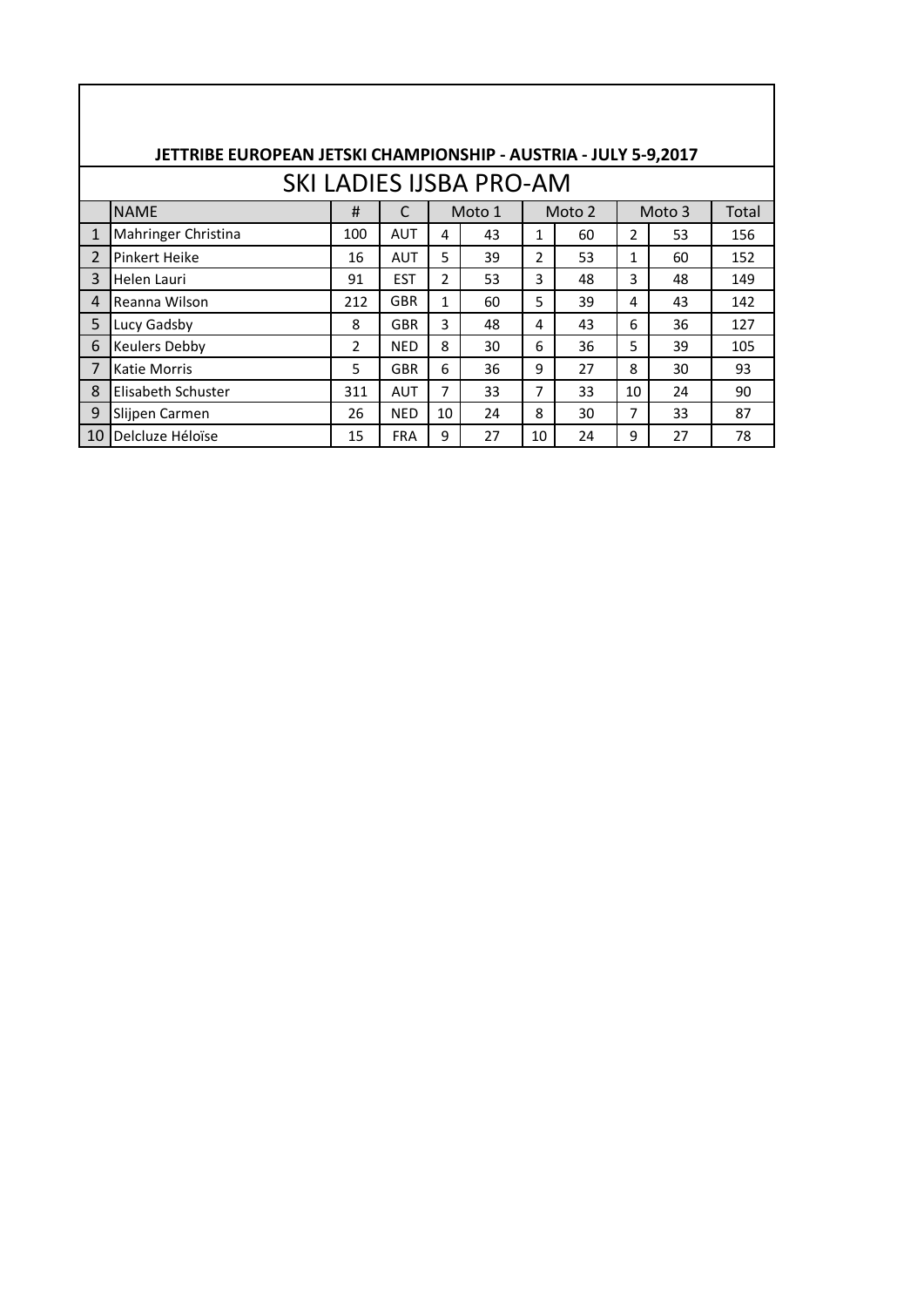## JETTRIBE EUROPEAN JETSKI CHAMPIONSHIP - AUSTRIA - JULY 5-9,2017

# SKI LADIES IJSBA PRO-AM

| | NAME | # | C | Moto 1 | | Moto 2 | | Moto 3 | | Total |
|---|---|---|---|---|---|---|---|---|---|---|
| 1 | Mahringer Christina | 100 | AUT | 4 | 43 | 1 | 60 | 2 | 53 | 156 |
| 2 | Pinkert Heike | 16 | AUT | 5 | 39 | 2 | 53 | 1 | 60 | 152 |
| 3 | Helen Lauri | 91 | EST | 2 | 53 | 3 | 48 | 3 | 48 | 149 |
| 4 | Reanna Wilson | 212 | GBR | 1 | 60 | 5 | 39 | 4 | 43 | 142 |
| 5 | Lucy Gadsby | 8 | GBR | 3 | 48 | 4 | 43 | 6 | 36 | 127 |
| 6 | Keulers Debby | 2 | NED | 8 | 30 | 6 | 36 | 5 | 39 | 105 |
| 7 | Katie Morris | 5 | GBR | 6 | 36 | 9 | 27 | 8 | 30 | 93 |
| 8 | Elisabeth Schuster | 311 | AUT | 7 | 33 | 7 | 33 | 10 | 24 | 90 |
| 9 | Slijpen Carmen | 26 | NED | 10 | 24 | 8 | 30 | 7 | 33 | 87 |
| 10 | Delcluze Héloïse | 15 | FRA | 9 | 27 | 10 | 24 | 9 | 27 | 78 |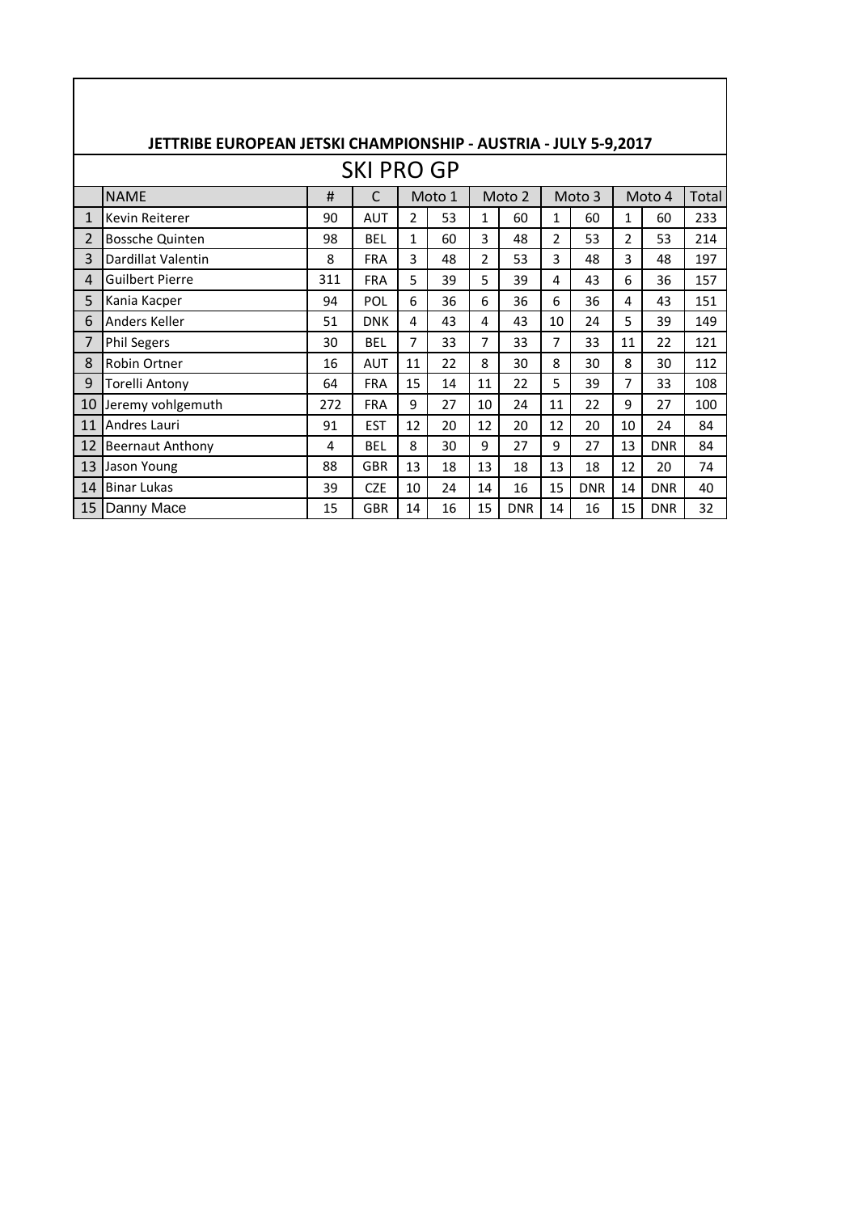## JETTRIBE EUROPEAN JETSKI CHAMPIONSHIP - AUSTRIA - JULY 5-9,2017

### SKI PRO GP

| | NAME | # | C | Moto 1 | | Moto 2 | | Moto 3 | | Moto 4 | | Total |
|---|---|---|---|---|---|---|---|---|---|---|---|---|
| 1 | Kevin Reiterer | 90 | AUT | 2 | 53 | 1 | 60 | 1 | 60 | 1 | 60 | 233 |
| 2 | Bossche Quinten | 98 | BEL | 1 | 60 | 3 | 48 | 2 | 53 | 2 | 53 | 214 |
| 3 | Dardillat Valentin | 8 | FRA | 3 | 48 | 2 | 53 | 3 | 48 | 3 | 48 | 197 |
| 4 | Guilbert Pierre | 311 | FRA | 5 | 39 | 5 | 39 | 4 | 43 | 6 | 36 | 157 |
| 5 | Kania Kacper | 94 | POL | 6 | 36 | 6 | 36 | 6 | 36 | 4 | 43 | 151 |
| 6 | Anders Keller | 51 | DNK | 4 | 43 | 4 | 43 | 10 | 24 | 5 | 39 | 149 |
| 7 | Phil Segers | 30 | BEL | 7 | 33 | 7 | 33 | 7 | 33 | 11 | 22 | 121 |
| 8 | Robin Ortner | 16 | AUT | 11 | 22 | 8 | 30 | 8 | 30 | 8 | 30 | 112 |
| 9 | Torelli Antony | 64 | FRA | 15 | 14 | 11 | 22 | 5 | 39 | 7 | 33 | 108 |
| 10 | Jeremy vohlgemuth | 272 | FRA | 9 | 27 | 10 | 24 | 11 | 22 | 9 | 27 | 100 |
| 11 | Andres Lauri | 91 | EST | 12 | 20 | 12 | 20 | 12 | 20 | 10 | 24 | 84 |
| 12 | Beernaut Anthony | 4 | BEL | 8 | 30 | 9 | 27 | 9 | 27 | 13 | DNR | 84 |
| 13 | Jason Young | 88 | GBR | 13 | 18 | 13 | 18 | 13 | 18 | 12 | 20 | 74 |
| 14 | Binar Lukas | 39 | CZE | 10 | 24 | 14 | 16 | 15 | DNR | 14 | DNR | 40 |
| 15 | Danny Mace | 15 | GBR | 14 | 16 | 15 | DNR | 14 | 16 | 15 | DNR | 32 |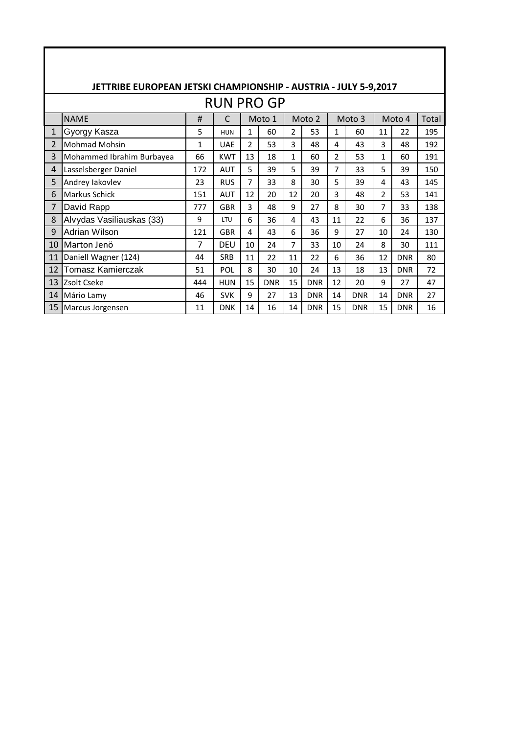## JETTRIBE EUROPEAN JETSKI CHAMPIONSHIP - AUSTRIA - JULY 5-9,2017

### RUN PRO GP

| | NAME | # | C | Moto 1 | | Moto 2 | | Moto 3 | | Moto 4 | | Total |
|---|---|---|---|---|---|---|---|---|---|---|---|---|
| 1 | Gyorgy Kasza | 5 | HUN | 1 | 60 | 2 | 53 | 1 | 60 | 11 | 22 | 195 |
| 2 | Mohmad Mohsin | 1 | UAE | 2 | 53 | 3 | 48 | 4 | 43 | 3 | 48 | 192 |
| 3 | Mohammed Ibrahim Burbayea | 66 | KWT | 13 | 18 | 1 | 60 | 2 | 53 | 1 | 60 | 191 |
| 4 | Lasselsberger Daniel | 172 | AUT | 5 | 39 | 5 | 39 | 7 | 33 | 5 | 39 | 150 |
| 5 | Andrey Iakovlev | 23 | RUS | 7 | 33 | 8 | 30 | 5 | 39 | 4 | 43 | 145 |
| 6 | Markus Schick | 151 | AUT | 12 | 20 | 12 | 20 | 3 | 48 | 2 | 53 | 141 |
| 7 | David Rapp | 777 | GBR | 3 | 48 | 9 | 27 | 8 | 30 | 7 | 33 | 138 |
| 8 | Alvydas Vasiliauskas (33) | 9 | LTU | 6 | 36 | 4 | 43 | 11 | 22 | 6 | 36 | 137 |
| 9 | Adrian Wilson | 121 | GBR | 4 | 43 | 6 | 36 | 9 | 27 | 10 | 24 | 130 |
| 10 | Marton Jenö | 7 | DEU | 10 | 24 | 7 | 33 | 10 | 24 | 8 | 30 | 111 |
| 11 | Daniell Wagner (124) | 44 | SRB | 11 | 22 | 11 | 22 | 6 | 36 | 12 | DNR | 80 |
| 12 | Tomasz Kamierczak | 51 | POL | 8 | 30 | 10 | 24 | 13 | 18 | 13 | DNR | 72 |
| 13 | Zsolt Cseke | 444 | HUN | 15 | DNR | 15 | DNR | 12 | 20 | 9 | 27 | 47 |
| 14 | Mário Lamy | 46 | SVK | 9 | 27 | 13 | DNR | 14 | DNR | 14 | DNR | 27 |
| 15 | Marcus Jorgensen | 11 | DNK | 14 | 16 | 14 | DNR | 15 | DNR | 15 | DNR | 16 |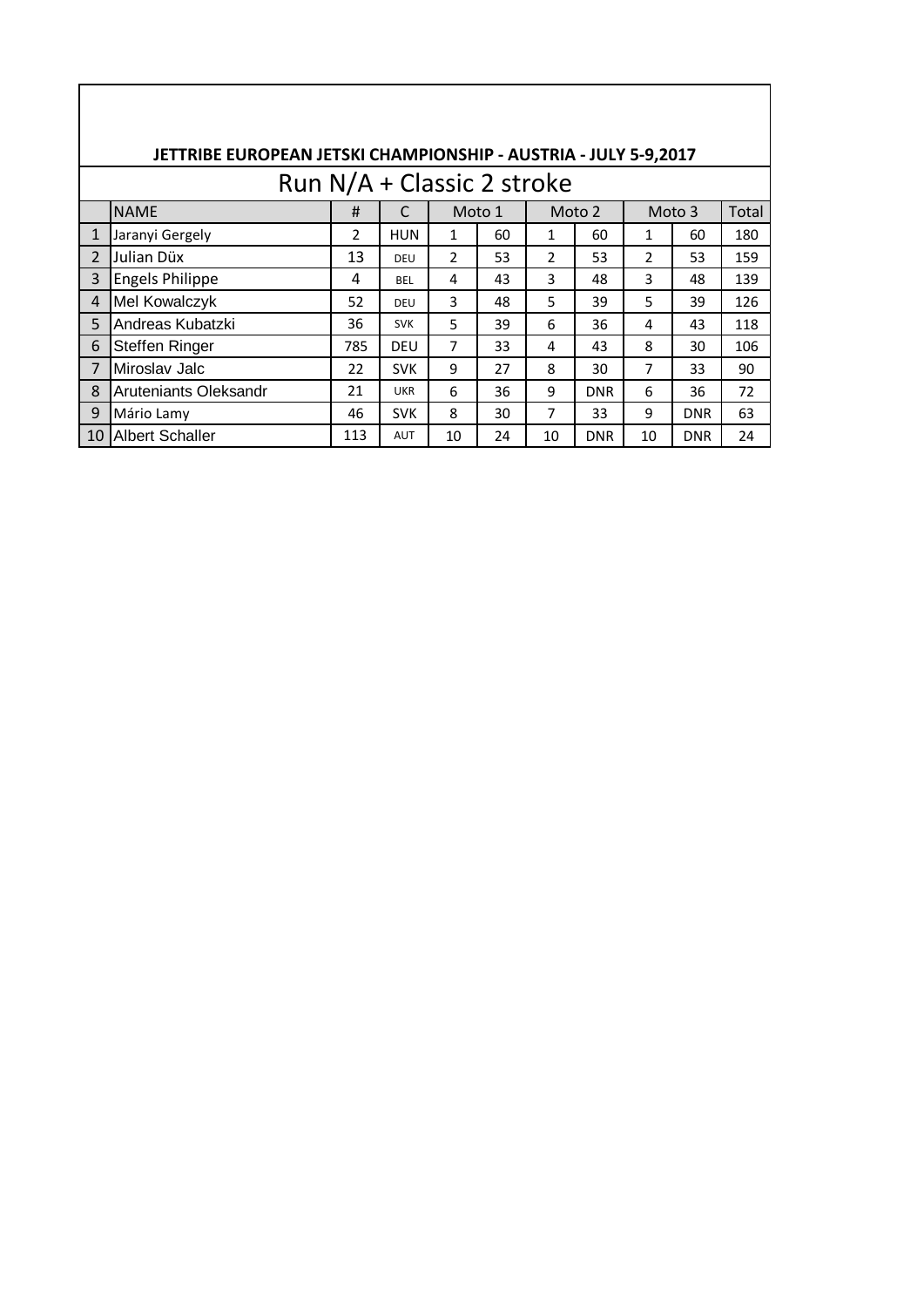**JETTRIBE EUROPEAN JETSKI CHAMPIONSHIP - AUSTRIA - JULY 5-9,2017**

## Run N/A + Classic 2 stroke

| | NAME | # | C | Moto 1 | | Moto 2 | | Moto 3 | | Total |
|---|---|---|---|---|---|---|---|---|---|---|
| 1 | Jaranyi Gergely | 2 | HUN | 1 | 60 | 1 | 60 | 1 | 60 | 180 |
| 2 | Julian Düx | 13 | DEU | 2 | 53 | 2 | 53 | 2 | 53 | 159 |
| 3 | Engels Philippe | 4 | BEL | 4 | 43 | 3 | 48 | 3 | 48 | 139 |
| 4 | Mel Kowalczyk | 52 | DEU | 3 | 48 | 5 | 39 | 5 | 39 | 126 |
| 5 | Andreas Kubatzki | 36 | SVK | 5 | 39 | 6 | 36 | 4 | 43 | 118 |
| 6 | Steffen Ringer | 785 | DEU | 7 | 33 | 4 | 43 | 8 | 30 | 106 |
| 7 | Miroslav Jalc | 22 | SVK | 9 | 27 | 8 | 30 | 7 | 33 | 90 |
| 8 | Aruteniants Oleksandr | 21 | UKR | 6 | 36 | 9 | DNR | 6 | 36 | 72 |
| 9 | Mário Lamy | 46 | SVK | 8 | 30 | 7 | 33 | 9 | DNR | 63 |
| 10 | Albert Schaller | 113 | AUT | 10 | 24 | 10 | DNR | 10 | DNR | 24 |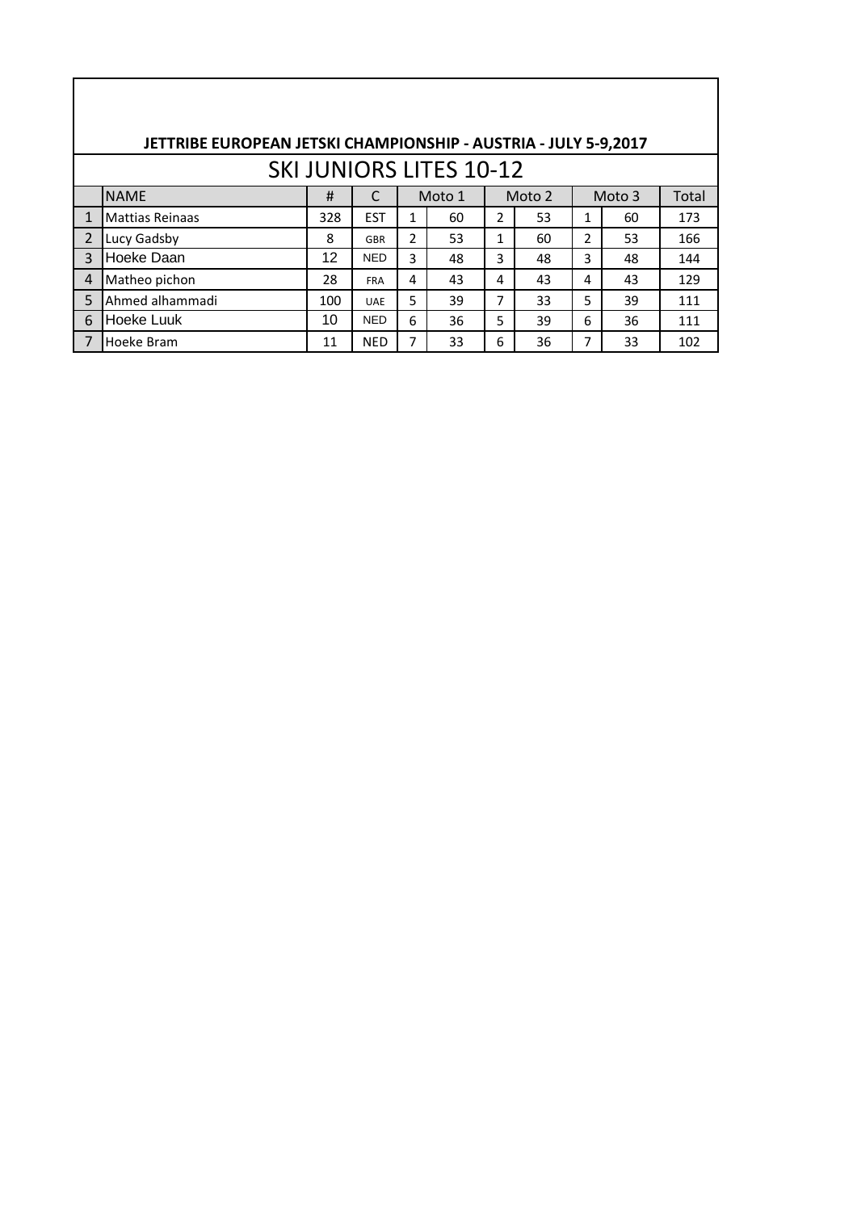**JETTRIBE EUROPEAN JETSKI CHAMPIONSHIP - AUSTRIA - JULY 5-9,2017**

## SKI JUNIORS LITES 10-12

| | NAME | # | C | Moto 1 | | Moto 2 | | Moto 3 | | Total |
|---|---|---|---|---|---|---|---|---|---|---|
| 1 | Mattias Reinaas | 328 | EST | 1 | 60 | 2 | 53 | 1 | 60 | 173 |
| 2 | Lucy Gadsby | 8 | GBR | 2 | 53 | 1 | 60 | 2 | 53 | 166 |
| 3 | Hoeke Daan | 12 | NED | 3 | 48 | 3 | 48 | 3 | 48 | 144 |
| 4 | Matheo pichon | 28 | FRA | 4 | 43 | 4 | 43 | 4 | 43 | 129 |
| 5 | Ahmed alhammadi | 100 | UAE | 5 | 39 | 7 | 33 | 5 | 39 | 111 |
| 6 | Hoeke Luuk | 10 | NED | 6 | 36 | 5 | 39 | 6 | 36 | 111 |
| 7 | Hoeke Bram | 11 | NED | 7 | 33 | 6 | 36 | 7 | 33 | 102 |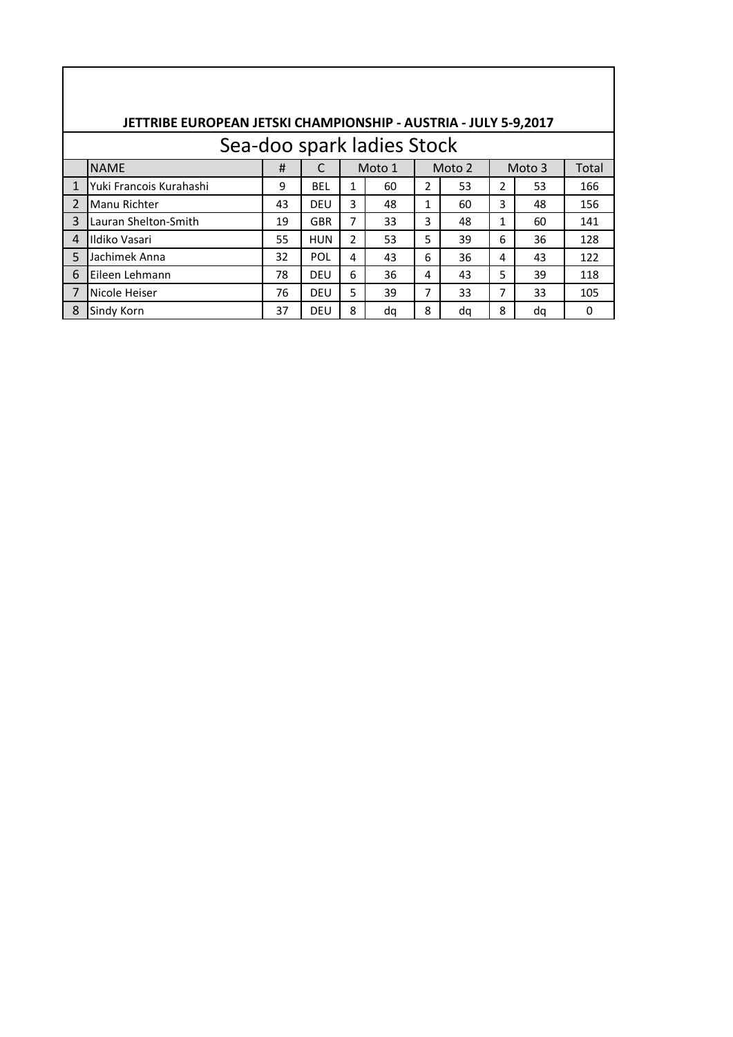**JETTRIBE EUROPEAN JETSKI CHAMPIONSHIP - AUSTRIA - JULY 5-9,2017**

## Sea-doo spark ladies Stock

| | NAME | # | C | Moto 1 | | Moto 2 | | Moto 3 | | Total |
|---|---|---|---|---|---|---|---|---|---|---|
| 1 | Yuki Francois Kurahashi | 9 | BEL | 1 | 60 | 2 | 53 | 2 | 53 | 166 |
| 2 | Manu Richter | 43 | DEU | 3 | 48 | 1 | 60 | 3 | 48 | 156 |
| 3 | Lauran Shelton-Smith | 19 | GBR | 7 | 33 | 3 | 48 | 1 | 60 | 141 |
| 4 | Ildiko Vasari | 55 | HUN | 2 | 53 | 5 | 39 | 6 | 36 | 128 |
| 5 | Jachimek Anna | 32 | POL | 4 | 43 | 6 | 36 | 4 | 43 | 122 |
| 6 | Eileen Lehmann | 78 | DEU | 6 | 36 | 4 | 43 | 5 | 39 | 118 |
| 7 | Nicole Heiser | 76 | DEU | 5 | 39 | 7 | 33 | 7 | 33 | 105 |
| 8 | Sindy Korn | 37 | DEU | 8 | dq | 8 | dq | 8 | dq | 0 |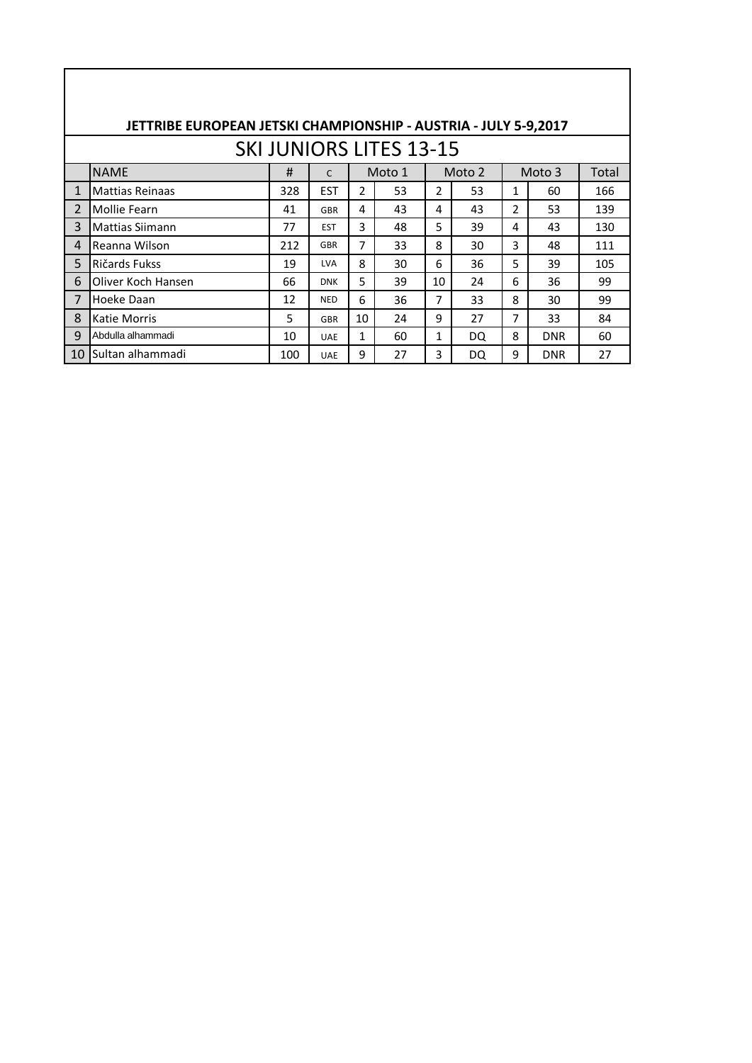**JETTRIBE EUROPEAN JETSKI CHAMPIONSHIP - AUSTRIA - JULY 5-9,2017**

## SKI JUNIORS LITES 13-15

| | NAME | # | C | Moto 1 | | Moto 2 | | Moto 3 | | Total |
|---|---|---|---|---|---|---|---|---|---|---|
| 1 | Mattias Reinaas | 328 | EST | 2 | 53 | 2 | 53 | 1 | 60 | 166 |
| 2 | Mollie Fearn | 41 | GBR | 4 | 43 | 4 | 43 | 2 | 53 | 139 |
| 3 | Mattias Siimann | 77 | EST | 3 | 48 | 5 | 39 | 4 | 43 | 130 |
| 4 | Reanna Wilson | 212 | GBR | 7 | 33 | 8 | 30 | 3 | 48 | 111 |
| 5 | Ričards Fukss | 19 | LVA | 8 | 30 | 6 | 36 | 5 | 39 | 105 |
| 6 | Oliver Koch Hansen | 66 | DNK | 5 | 39 | 10 | 24 | 6 | 36 | 99 |
| 7 | Hoeke Daan | 12 | NED | 6 | 36 | 7 | 33 | 8 | 30 | 99 |
| 8 | Katie Morris | 5 | GBR | 10 | 24 | 9 | 27 | 7 | 33 | 84 |
| 9 | Abdulla alhammadi | 10 | UAE | 1 | 60 | 1 | DQ | 8 | DNR | 60 |
| 10 | Sultan alhammadi | 100 | UAE | 9 | 27 | 3 | DQ | 9 | DNR | 27 |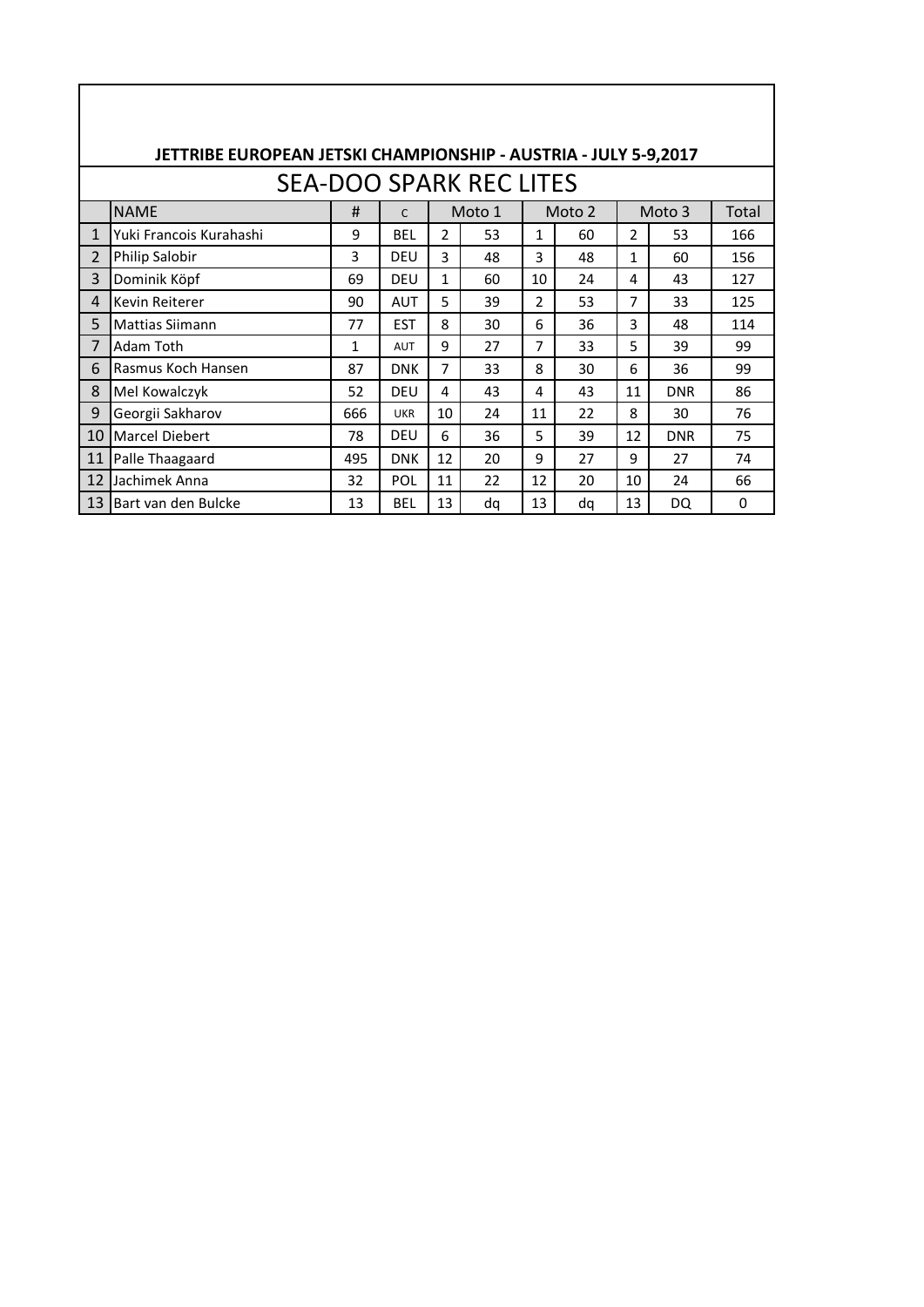**JETTRIBE EUROPEAN JETSKI CHAMPIONSHIP - AUSTRIA - JULY 5-9,2017**

## SEA-DOO SPARK REC LITES

| | NAME | # | C | Moto 1 | | Moto 2 | | Moto 3 | | Total |
|---|---|---|---|---|---|---|---|---|---|---|
| 1 | Yuki Francois Kurahashi | 9 | BEL | 2 | 53 | 1 | 60 | 2 | 53 | 166 |
| 2 | Philip Salobir | 3 | DEU | 3 | 48 | 3 | 48 | 1 | 60 | 156 |
| 3 | Dominik Köpf | 69 | DEU | 1 | 60 | 10 | 24 | 4 | 43 | 127 |
| 4 | Kevin Reiterer | 90 | AUT | 5 | 39 | 2 | 53 | 7 | 33 | 125 |
| 5 | Mattias Siimann | 77 | EST | 8 | 30 | 6 | 36 | 3 | 48 | 114 |
| 7 | Adam Toth | 1 | AUT | 9 | 27 | 7 | 33 | 5 | 39 | 99 |
| 6 | Rasmus Koch Hansen | 87 | DNK | 7 | 33 | 8 | 30 | 6 | 36 | 99 |
| 8 | Mel Kowalczyk | 52 | DEU | 4 | 43 | 4 | 43 | 11 | DNR | 86 |
| 9 | Georgii Sakharov | 666 | UKR | 10 | 24 | 11 | 22 | 8 | 30 | 76 |
| 10 | Marcel Diebert | 78 | DEU | 6 | 36 | 5 | 39 | 12 | DNR | 75 |
| 11 | Palle Thaagaard | 495 | DNK | 12 | 20 | 9 | 27 | 9 | 27 | 74 |
| 12 | Jachimek Anna | 32 | POL | 11 | 22 | 12 | 20 | 10 | 24 | 66 |
| 13 | Bart van den Bulcke | 13 | BEL | 13 | dq | 13 | dq | 13 | DQ | 0 |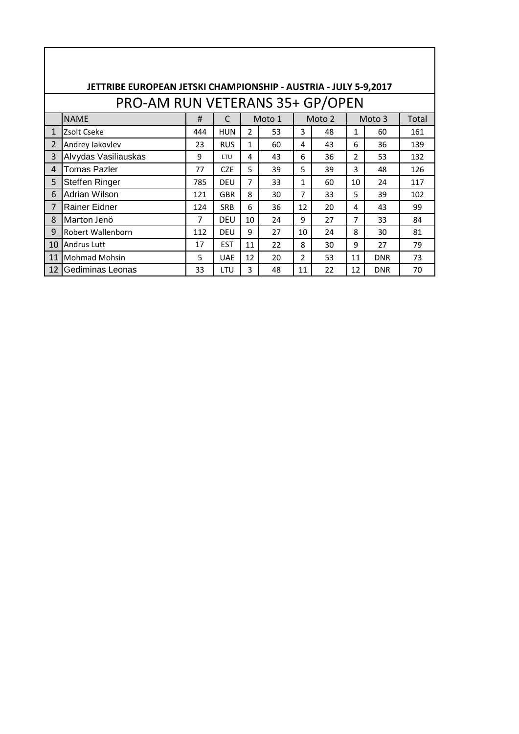### JETTRIBE EUROPEAN JETSKI CHAMPIONSHIP - AUSTRIA - JULY 5-9,2017

## PRO-AM RUN VETERANS 35+ GP/OPEN

| | NAME | # | C | Moto 1 | | Moto 2 | | Moto 3 | | Total |
|---|---|---|---|---|---|---|---|---|---|---|
| 1 | Zsolt Cseke | 444 | HUN | 2 | 53 | 3 | 48 | 1 | 60 | 161 |
| 2 | Andrey Iakovlev | 23 | RUS | 1 | 60 | 4 | 43 | 6 | 36 | 139 |
| 3 | Alvydas Vasiliauskas | 9 | LTU | 4 | 43 | 6 | 36 | 2 | 53 | 132 |
| 4 | Tomas Pazler | 77 | CZE | 5 | 39 | 5 | 39 | 3 | 48 | 126 |
| 5 | Steffen Ringer | 785 | DEU | 7 | 33 | 1 | 60 | 10 | 24 | 117 |
| 6 | Adrian Wilson | 121 | GBR | 8 | 30 | 7 | 33 | 5 | 39 | 102 |
| 7 | Rainer Eidner | 124 | SRB | 6 | 36 | 12 | 20 | 4 | 43 | 99 |
| 8 | Marton Jenö | 7 | DEU | 10 | 24 | 9 | 27 | 7 | 33 | 84 |
| 9 | Robert Wallenborn | 112 | DEU | 9 | 27 | 10 | 24 | 8 | 30 | 81 |
| 10 | Andrus Lutt | 17 | EST | 11 | 22 | 8 | 30 | 9 | 27 | 79 |
| 11 | Mohmad Mohsin | 5 | UAE | 12 | 20 | 2 | 53 | 11 | DNR | 73 |
| 12 | Gediminas Leonas | 33 | LTU | 3 | 48 | 11 | 22 | 12 | DNR | 70 |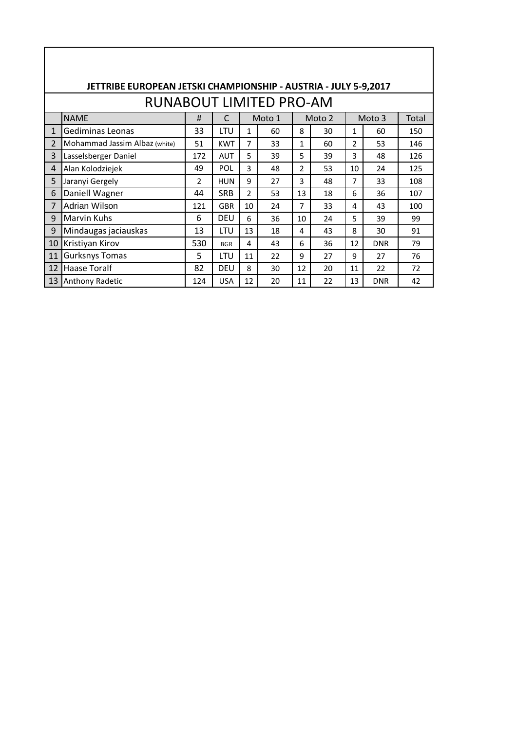# JETTRIBE EUROPEAN JETSKI CHAMPIONSHIP - AUSTRIA - JULY 5-9,2017

## RUNABOUT LIMITED PRO-AM

| | NAME | # | C | Moto 1 | | Moto 2 | | Moto 3 | | Total |
|---|---|---|---|---|---|---|---|---|---|---|
| 1 | Gediminas Leonas | 33 | LTU | 1 | 60 | 8 | 30 | 1 | 60 | 150 |
| 2 | Mohammad Jassim Albaz (white) | 51 | KWT | 7 | 33 | 1 | 60 | 2 | 53 | 146 |
| 3 | Lasselsberger Daniel | 172 | AUT | 5 | 39 | 5 | 39 | 3 | 48 | 126 |
| 4 | Alan Kolodziejek | 49 | POL | 3 | 48 | 2 | 53 | 10 | 24 | 125 |
| 5 | Jaranyi Gergely | 2 | HUN | 9 | 27 | 3 | 48 | 7 | 33 | 108 |
| 6 | Daniell Wagner | 44 | SRB | 2 | 53 | 13 | 18 | 6 | 36 | 107 |
| 7 | Adrian Wilson | 121 | GBR | 10 | 24 | 7 | 33 | 4 | 43 | 100 |
| 9 | Marvin Kuhs | 6 | DEU | 6 | 36 | 10 | 24 | 5 | 39 | 99 |
| 9 | Mindaugas jaciauskas | 13 | LTU | 13 | 18 | 4 | 43 | 8 | 30 | 91 |
| 10 | Kristiyan Kirov | 530 | BGR | 4 | 43 | 6 | 36 | 12 | DNR | 79 |
| 11 | Gurksnys Tomas | 5 | LTU | 11 | 22 | 9 | 27 | 9 | 27 | 76 |
| 12 | Haase Toralf | 82 | DEU | 8 | 30 | 12 | 20 | 11 | 22 | 72 |
| 13 | Anthony Radetic | 124 | USA | 12 | 20 | 11 | 22 | 13 | DNR | 42 |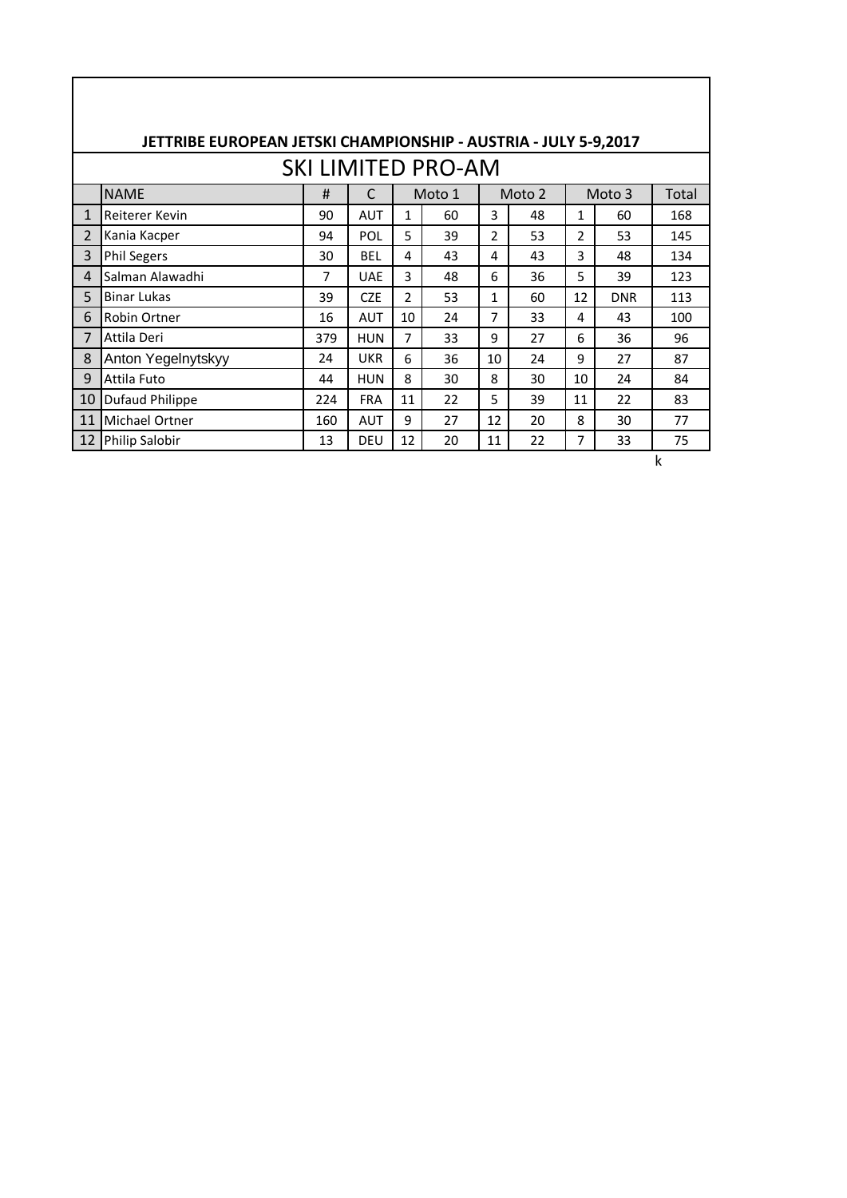**JETTRIBE EUROPEAN JETSKI CHAMPIONSHIP - AUSTRIA - JULY 5-9,2017**

## SKI LIMITED PRO-AM

| | NAME | # | C | Moto 1 | | Moto 2 | | Moto 3 | | Total |
|---|---|---|---|---|---|---|---|---|---|---|
| 1 | Reiterer Kevin | 90 | AUT | 1 | 60 | 3 | 48 | 1 | 60 | 168 |
| 2 | Kania Kacper | 94 | POL | 5 | 39 | 2 | 53 | 2 | 53 | 145 |
| 3 | Phil Segers | 30 | BEL | 4 | 43 | 4 | 43 | 3 | 48 | 134 |
| 4 | Salman Alawadhi | 7 | UAE | 3 | 48 | 6 | 36 | 5 | 39 | 123 |
| 5 | Binar Lukas | 39 | CZE | 2 | 53 | 1 | 60 | 12 | DNR | 113 |
| 6 | Robin Ortner | 16 | AUT | 10 | 24 | 7 | 33 | 4 | 43 | 100 |
| 7 | Attila Deri | 379 | HUN | 7 | 33 | 9 | 27 | 6 | 36 | 96 |
| 8 | Anton Yegelnytskyy | 24 | UKR | 6 | 36 | 10 | 24 | 9 | 27 | 87 |
| 9 | Attila Futo | 44 | HUN | 8 | 30 | 8 | 30 | 10 | 24 | 84 |
| 10 | Dufaud Philippe | 224 | FRA | 11 | 22 | 5 | 39 | 11 | 22 | 83 |
| 11 | Michael Ortner | 160 | AUT | 9 | 27 | 12 | 20 | 8 | 30 | 77 |
| 12 | Philip Salobir | 13 | DEU | 12 | 20 | 11 | 22 | 7 | 33 | 75 |

k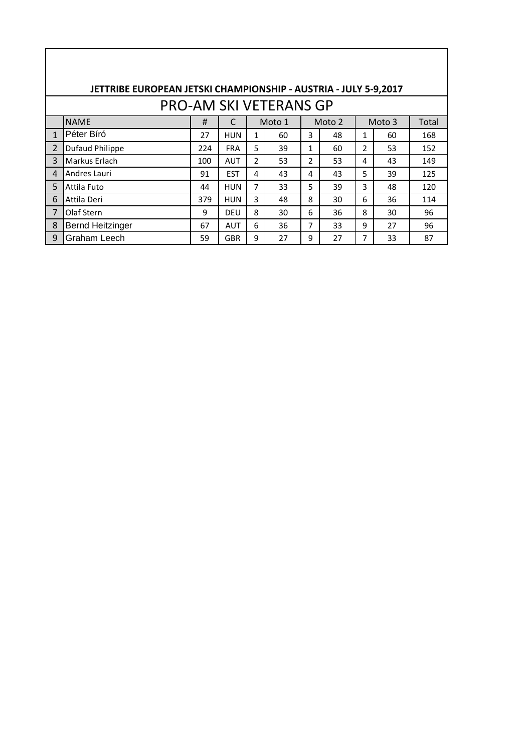## JETTRIBE EUROPEAN JETSKI CHAMPIONSHIP - AUSTRIA - JULY 5-9,2017

### PRO-AM SKI VETERANS GP

| | NAME | # | C | Moto 1 | | Moto 2 | | Moto 3 | | Total |
|---|---|---|---|---|---|---|---|---|---|---|
| 1 | Péter Bíró | 27 | HUN | 1 | 60 | 3 | 48 | 1 | 60 | 168 |
| 2 | Dufaud Philippe | 224 | FRA | 5 | 39 | 1 | 60 | 2 | 53 | 152 |
| 3 | Markus Erlach | 100 | AUT | 2 | 53 | 2 | 53 | 4 | 43 | 149 |
| 4 | Andres Lauri | 91 | EST | 4 | 43 | 4 | 43 | 5 | 39 | 125 |
| 5 | Attila Futo | 44 | HUN | 7 | 33 | 5 | 39 | 3 | 48 | 120 |
| 6 | Attila Deri | 379 | HUN | 3 | 48 | 8 | 30 | 6 | 36 | 114 |
| 7 | Olaf Stern | 9 | DEU | 8 | 30 | 6 | 36 | 8 | 30 | 96 |
| 8 | Bernd Heitzinger | 67 | AUT | 6 | 36 | 7 | 33 | 9 | 27 | 96 |
| 9 | Graham Leech | 59 | GBR | 9 | 27 | 9 | 27 | 7 | 33 | 87 |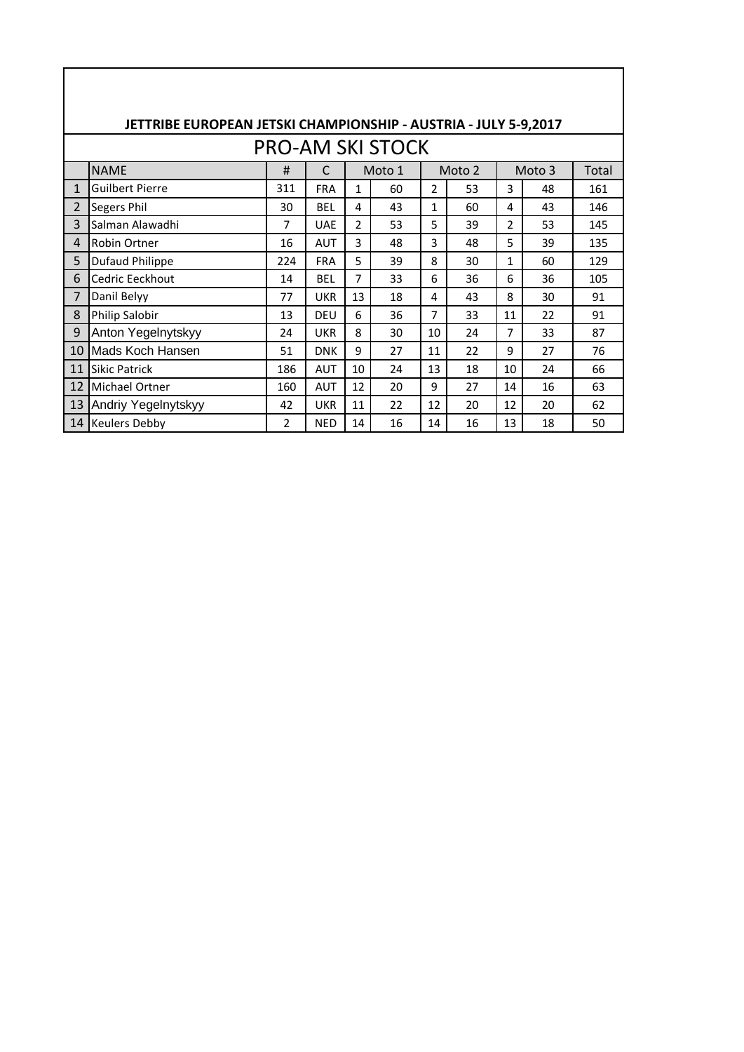**JETTRIBE EUROPEAN JETSKI CHAMPIONSHIP - AUSTRIA - JULY 5-9,2017**

## PRO-AM SKI STOCK

| | NAME | # | C | Moto 1 | | Moto 2 | | Moto 3 | | Total |
|---|---|---|---|---|---|---|---|---|---|---|
| 1 | Guilbert Pierre | 311 | FRA | 1 | 60 | 2 | 53 | 3 | 48 | 161 |
| 2 | Segers Phil | 30 | BEL | 4 | 43 | 1 | 60 | 4 | 43 | 146 |
| 3 | Salman Alawadhi | 7 | UAE | 2 | 53 | 5 | 39 | 2 | 53 | 145 |
| 4 | Robin Ortner | 16 | AUT | 3 | 48 | 3 | 48 | 5 | 39 | 135 |
| 5 | Dufaud Philippe | 224 | FRA | 5 | 39 | 8 | 30 | 1 | 60 | 129 |
| 6 | Cedric Eeckhout | 14 | BEL | 7 | 33 | 6 | 36 | 6 | 36 | 105 |
| 7 | Danil Belyy | 77 | UKR | 13 | 18 | 4 | 43 | 8 | 30 | 91 |
| 8 | Philip Salobir | 13 | DEU | 6 | 36 | 7 | 33 | 11 | 22 | 91 |
| 9 | Anton Yegelnytskyy | 24 | UKR | 8 | 30 | 10 | 24 | 7 | 33 | 87 |
| 10 | Mads Koch Hansen | 51 | DNK | 9 | 27 | 11 | 22 | 9 | 27 | 76 |
| 11 | Sikic Patrick | 186 | AUT | 10 | 24 | 13 | 18 | 10 | 24 | 66 |
| 12 | Michael Ortner | 160 | AUT | 12 | 20 | 9 | 27 | 14 | 16 | 63 |
| 13 | Andriy Yegelnytskyy | 42 | UKR | 11 | 22 | 12 | 20 | 12 | 20 | 62 |
| 14 | Keulers Debby | 2 | NED | 14 | 16 | 14 | 16 | 13 | 18 | 50 |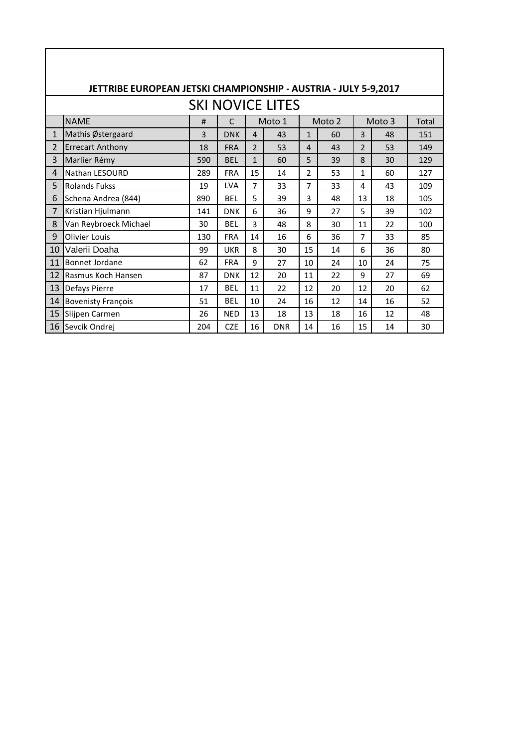## JETTRIBE EUROPEAN JETSKI CHAMPIONSHIP - AUSTRIA - JULY 5-9,2017

### SKI NOVICE LITES

| | NAME | # | C | Moto 1 | | Moto 2 | | Moto 3 | | Total |
|---|---|---|---|---|---|---|---|---|---|---|
| 1 | Mathis Østergaard | 3 | DNK | 4 | 43 | 1 | 60 | 3 | 48 | 151 |
| 2 | Errecart Anthony | 18 | FRA | 2 | 53 | 4 | 43 | 2 | 53 | 149 |
| 3 | Marlier Rémy | 590 | BEL | 1 | 60 | 5 | 39 | 8 | 30 | 129 |
| 4 | Nathan LESOURD | 289 | FRA | 15 | 14 | 2 | 53 | 1 | 60 | 127 |
| 5 | Rolands Fukss | 19 | LVA | 7 | 33 | 7 | 33 | 4 | 43 | 109 |
| 6 | Schena Andrea (844) | 890 | BEL | 5 | 39 | 3 | 48 | 13 | 18 | 105 |
| 7 | Kristian Hjulmann | 141 | DNK | 6 | 36 | 9 | 27 | 5 | 39 | 102 |
| 8 | Van Reybroeck Michael | 30 | BEL | 3 | 48 | 8 | 30 | 11 | 22 | 100 |
| 9 | Olivier Louis | 130 | FRA | 14 | 16 | 6 | 36 | 7 | 33 | 85 |
| 10 | Valerii Doaha | 99 | UKR | 8 | 30 | 15 | 14 | 6 | 36 | 80 |
| 11 | Bonnet Jordane | 62 | FRA | 9 | 27 | 10 | 24 | 10 | 24 | 75 |
| 12 | Rasmus Koch Hansen | 87 | DNK | 12 | 20 | 11 | 22 | 9 | 27 | 69 |
| 13 | Defays Pierre | 17 | BEL | 11 | 22 | 12 | 20 | 12 | 20 | 62 |
| 14 | Bovenisty François | 51 | BEL | 10 | 24 | 16 | 12 | 14 | 16 | 52 |
| 15 | Slijpen Carmen | 26 | NED | 13 | 18 | 13 | 18 | 16 | 12 | 48 |
| 16 | Sevcik Ondrej | 204 | CZE | 16 | DNR | 14 | 16 | 15 | 14 | 30 |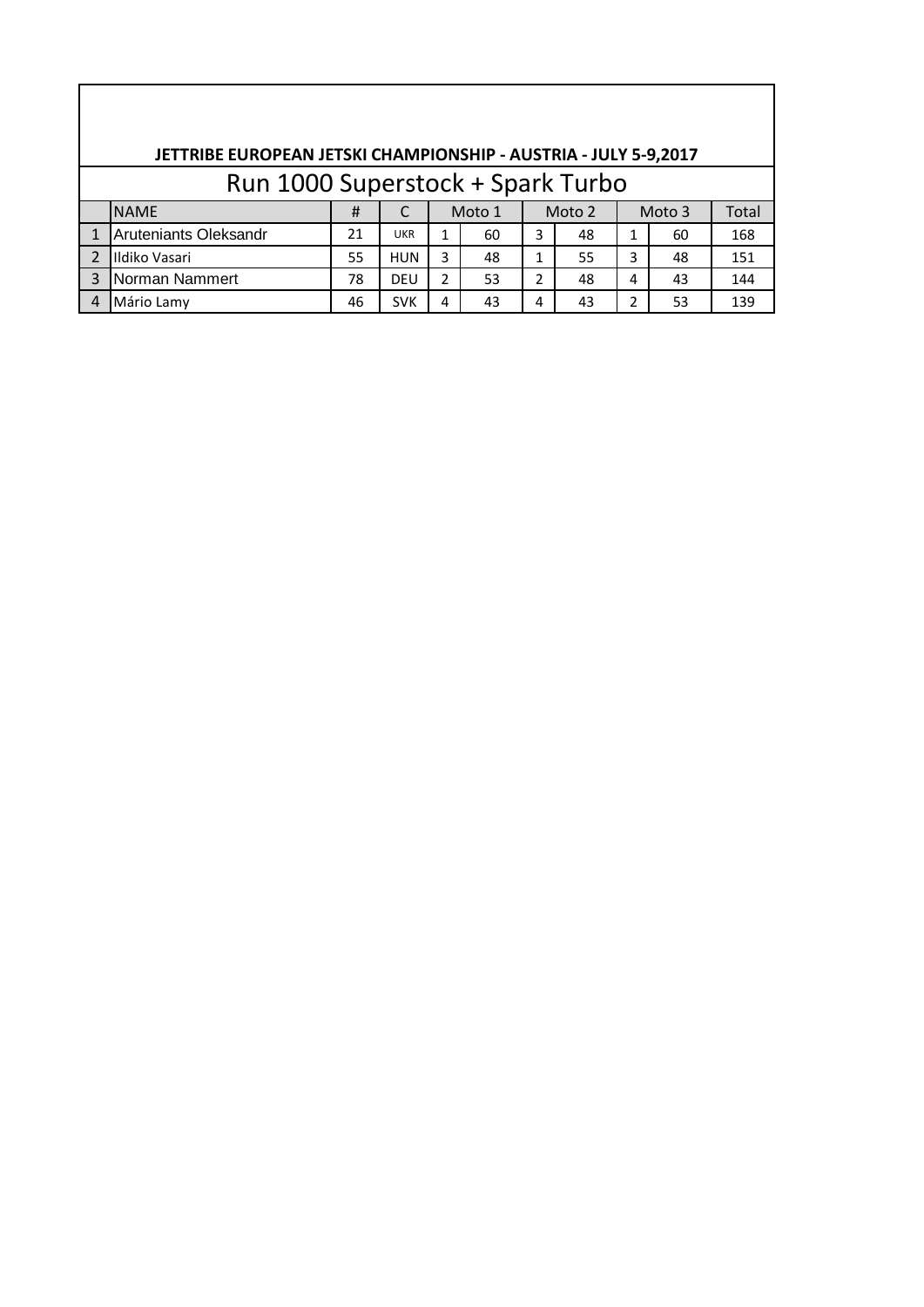**JETTRIBE EUROPEAN JETSKI CHAMPIONSHIP - AUSTRIA - JULY 5-9,2017**

## Run 1000 Superstock + Spark Turbo

| | NAME | # | C | Moto 1 | | Moto 2 | | Moto 3 | | Total |
|---|---|---|---|---|---|---|---|---|---|---|
| 1 | Aruteniants Oleksandr | 21 | UKR | 1 | 60 | 3 | 48 | 1 | 60 | 168 |
| 2 | Ildiko Vasari | 55 | HUN | 3 | 48 | 1 | 55 | 3 | 48 | 151 |
| 3 | Norman Nammert | 78 | DEU | 2 | 53 | 2 | 48 | 4 | 43 | 144 |
| 4 | Mário Lamy | 46 | SVK | 4 | 43 | 4 | 43 | 2 | 53 | 139 |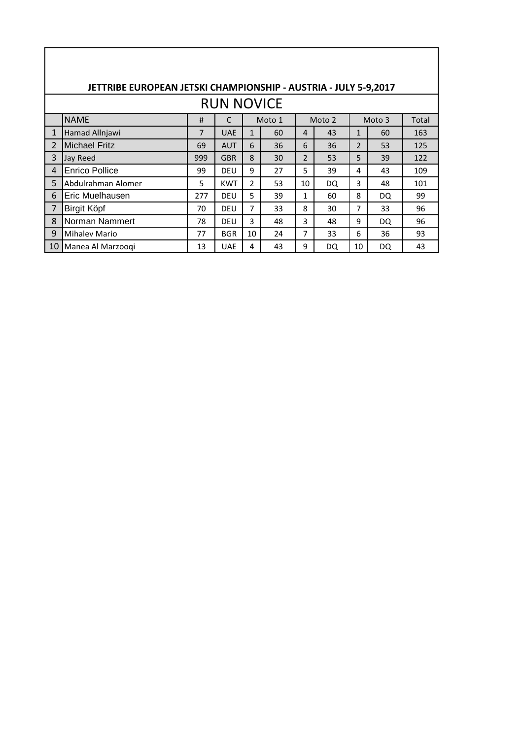## JETTRIBE EUROPEAN JETSKI CHAMPIONSHIP - AUSTRIA - JULY 5-9,2017

### RUN NOVICE

| | NAME | # | C | Moto 1 | | Moto 2 | | Moto 3 | | Total |
|---|---|---|---|---|---|---|---|---|---|---|
| 1 | Hamad Allnjawi | 7 | UAE | 1 | 60 | 4 | 43 | 1 | 60 | 163 |
| 2 | Michael Fritz | 69 | AUT | 6 | 36 | 6 | 36 | 2 | 53 | 125 |
| 3 | Jay Reed | 999 | GBR | 8 | 30 | 2 | 53 | 5 | 39 | 122 |
| 4 | Enrico Pollice | 99 | DEU | 9 | 27 | 5 | 39 | 4 | 43 | 109 |
| 5 | Abdulrahman Alomer | 5 | KWT | 2 | 53 | 10 | DQ | 3 | 48 | 101 |
| 6 | Eric Muelhausen | 277 | DEU | 5 | 39 | 1 | 60 | 8 | DQ | 99 |
| 7 | Birgit Köpf | 70 | DEU | 7 | 33 | 8 | 30 | 7 | 33 | 96 |
| 8 | Norman Nammert | 78 | DEU | 3 | 48 | 3 | 48 | 9 | DQ | 96 |
| 9 | Mihalev Mario | 77 | BGR | 10 | 24 | 7 | 33 | 6 | 36 | 93 |
| 10 | Manea Al Marzooqi | 13 | UAE | 4 | 43 | 9 | DQ | 10 | DQ | 43 |